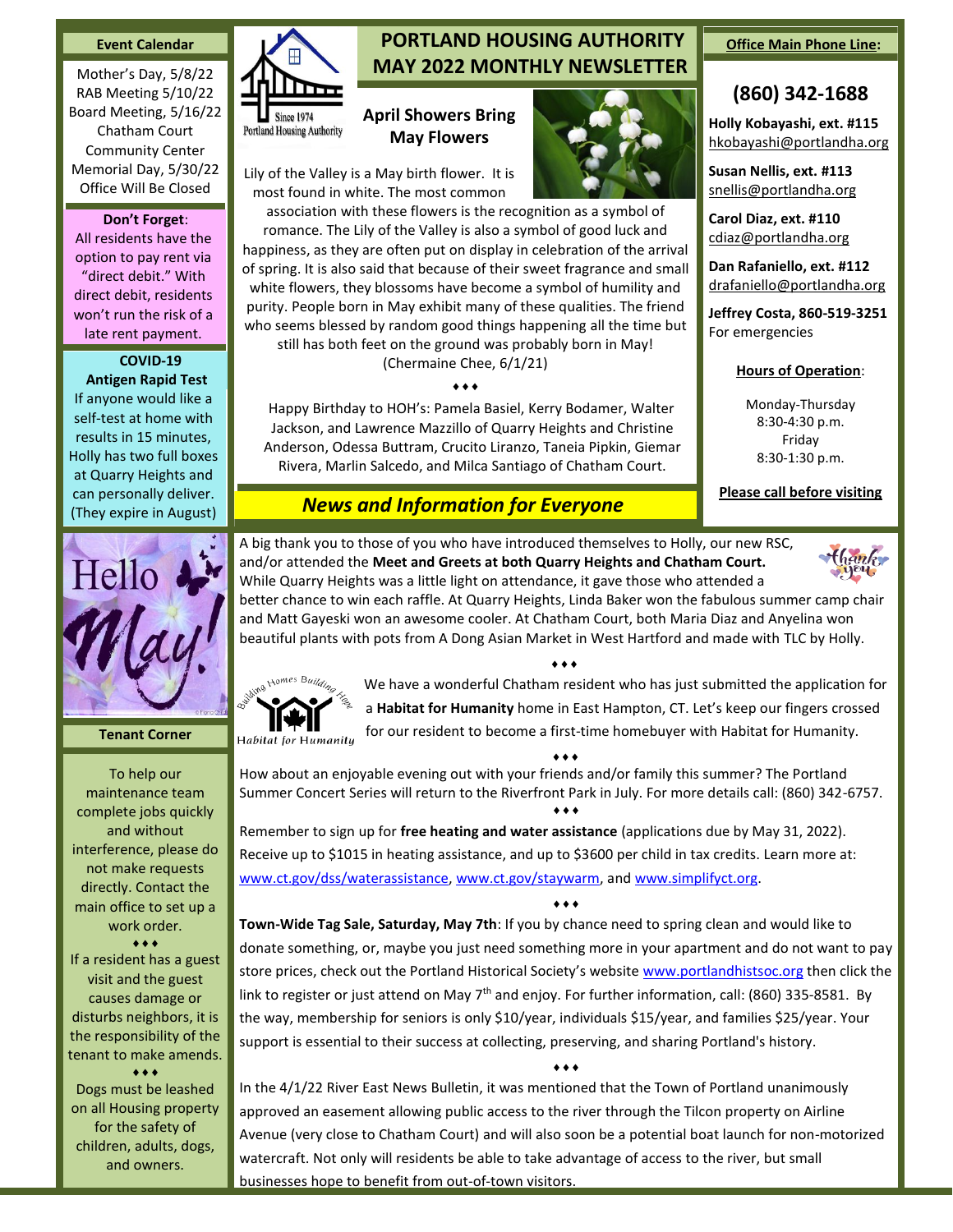# PORTLAND HOUSING AUTHORITY MAY 2022 MONTHLY NEWSLETTER

Since 1974
Portland Housing Authority

## Event Calendar

Mother's Day, 5/8/22
RAB Meeting 5/10/22
Board Meeting, 5/16/22
Chatham Court Community Center
Memorial Day, 5/30/22
Office Will Be Closed

**Don't Forget**:
All residents have the option to pay rent via "direct debit." With direct debit, residents won't run the risk of a late rent payment.

**COVID-19 Antigen Rapid Test**
If anyone would like a self-test at home with results in 15 minutes, Holly has two full boxes at Quarry Heights and can personally deliver. (They expire in August)

## April Showers Bring May Flowers

Lily of the Valley is a May birth flower. It is most found in white. The most common association with these flowers is the recognition as a symbol of romance. The Lily of the Valley is also a symbol of good luck and happiness, as they are often put on display in celebration of the arrival of spring. It is also said that because of their sweet fragrance and small white flowers, they blossoms have become a symbol of humility and purity. People born in May exhibit many of these qualities. The friend who seems blessed by random good things happening all the time but still has both feet on the ground was probably born in May! (Chermaine Chee, 6/1/21)

♦♦♦

Happy Birthday to HOH's: Pamela Basiel, Kerry Bodamer, Walter Jackson, and Lawrence Mazzillo of Quarry Heights and Christine Anderson, Odessa Buttram, Crucito Liranzo, Taneia Pipkin, Giemar Rivera, Marlin Salcedo, and Milca Santiago of Chatham Court.

## Office Main Phone Line:

## (860) 342-1688

**Holly Kobayashi, ext. #115**
hkobayashi@portlandha.org

**Susan Nellis, ext. #113**
snellis@portlandha.org

**Carol Diaz, ext. #110**
cdiaz@portlandha.org

**Dan Rafaniello, ext. #112**
drafaniello@portlandha.org

**Jeffrey Costa, 860-519-3251**
For emergencies

**Hours of Operation**:

Monday-Thursday
8:30-4:30 p.m.
Friday
8:30-1:30 p.m.

**Please call before visiting**

## *News and Information for Everyone*

A big thank you to those of you who have introduced themselves to Holly, our new RSC, and/or attended the **Meet and Greets at both Quarry Heights and Chatham Court.** While Quarry Heights was a little light on attendance, it gave those who attended a better chance to win each raffle. At Quarry Heights, Linda Baker won the fabulous summer camp chair and Matt Gayeski won an awesome cooler. At Chatham Court, both Maria Diaz and Anyelina won beautiful plants with pots from A Dong Asian Market in West Hartford and made with TLC by Holly.

♦♦♦

We have a wonderful Chatham resident who has just submitted the application for a **Habitat for Humanity** home in East Hampton, CT. Let's keep our fingers crossed for our resident to become a first-time homebuyer with Habitat for Humanity.

♦♦♦

How about an enjoyable evening out with your friends and/or family this summer? The Portland Summer Concert Series will return to the Riverfront Park in July. For more details call: (860) 342-6757.

♦♦♦

Remember to sign up for **free heating and water assistance** (applications due by May 31, 2022). Receive up to $1015 in heating assistance, and up to $3600 per child in tax credits. Learn more at: www.ct.gov/dss/waterassistance, www.ct.gov/staywarm, and www.simplifyct.org.

♦♦♦

**Town-Wide Tag Sale, Saturday, May 7th**: If you by chance need to spring clean and would like to donate something, or, maybe you just need something more in your apartment and do not want to pay store prices, check out the Portland Historical Society's website www.portlandhistsoc.org then click the link to register or just attend on May 7th and enjoy. For further information, call: (860) 335-8581. By the way, membership for seniors is only $10/year, individuals $15/year, and families $25/year. Your support is essential to their success at collecting, preserving, and sharing Portland's history.

♦♦♦

In the 4/1/22 River East News Bulletin, it was mentioned that the Town of Portland unanimously approved an easement allowing public access to the river through the Tilcon property on Airline Avenue (very close to Chatham Court) and will also soon be a potential boat launch for non-motorized watercraft. Not only will residents be able to take advantage of access to the river, but small businesses hope to benefit from out-of-town visitors.

## Tenant Corner

To help our maintenance team complete jobs quickly and without interference, please do not make requests directly. Contact the main office to set up a work order.

♦♦♦

If a resident has a guest visit and the guest causes damage or disturbs neighbors, it is the responsibility of the tenant to make amends.

♦♦♦

Dogs must be leashed on all Housing property for the safety of children, adults, dogs, and owners.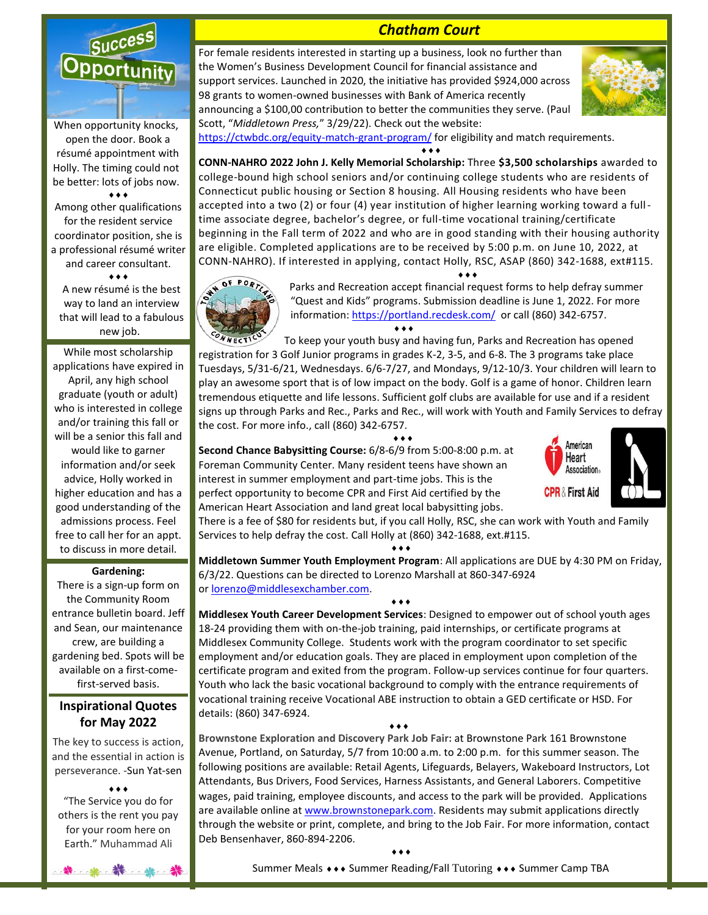When opportunity knocks, open the door. Book a résumé appointment with Holly. The timing could not be better: lots of jobs now.

♦♦♦

Among other qualifications for the resident service coordinator position, she is a professional résumé writer and career consultant.

♦♦♦

A new résumé is the best way to land an interview that will lead to a fabulous new job.

While most scholarship applications have expired in April, any high school graduate (youth or adult) who is interested in college and/or training this fall or will be a senior this fall and would like to garner information and/or seek advice, Holly worked in higher education and has a good understanding of the admissions process. Feel free to call her for an appt. to discuss in more detail.

**Gardening:**

There is a sign-up form on the Community Room entrance bulletin board. Jeff and Sean, our maintenance crew, are building a gardening bed. Spots will be available on a first-come-first-served basis.

## Inspirational Quotes for May 2022

The key to success is action, and the essential in action is perseverance. -Sun Yat-sen

♦♦♦

"The Service you do for others is the rent you pay for your room here on Earth." Muhammad Ali

# Chatham Court

For female residents interested in starting up a business, look no further than the Women's Business Development Council for financial assistance and support services. Launched in 2020, the initiative has provided $924,000 across 98 grants to women-owned businesses with Bank of America recently announcing a $100,00 contribution to better the communities they serve. (Paul Scott, "*Middletown Press,*" 3/29/22). Check out the website: https://ctwbdc.org/equity-match-grant-program/ for eligibility and match requirements.

♦♦♦

**CONN-NAHRO 2022 John J. Kelly Memorial Scholarship:** Three **$3,500 scholarships** awarded to college-bound high school seniors and/or continuing college students who are residents of Connecticut public housing or Section 8 housing. All Housing residents who have been accepted into a two (2) or four (4) year institution of higher learning working toward a full-time associate degree, bachelor's degree, or full-time vocational training/certificate beginning in the Fall term of 2022 and who are in good standing with their housing authority are eligible. Completed applications are to be received by 5:00 p.m. on June 10, 2022, at CONN-NAHRO). If interested in applying, contact Holly, RSC, ASAP (860) 342-1688, ext#115.

♦♦♦

Parks and Recreation accept financial request forms to help defray summer "Quest and Kids" programs. Submission deadline is June 1, 2022. For more information: https://portland.recdesk.com/ or call (860) 342-6757.

♦♦♦

To keep your youth busy and having fun, Parks and Recreation has opened registration for 3 Golf Junior programs in grades K-2, 3-5, and 6-8. The 3 programs take place Tuesdays, 5/31-6/21, Wednesdays. 6/6-7/27, and Mondays, 9/12-10/3. Your children will learn to play an awesome sport that is of low impact on the body. Golf is a game of honor. Children learn tremendous etiquette and life lessons. Sufficient golf clubs are available for use and if a resident signs up through Parks and Rec., Parks and Rec., will work with Youth and Family Services to defray the cost. For more info., call (860) 342-6757.

♦♦♦

**Second Chance Babysitting Course:** 6/8-6/9 from 5:00-8:00 p.m. at Foreman Community Center. Many resident teens have shown an interest in summer employment and part-time jobs. This is the perfect opportunity to become CPR and First Aid certified by the American Heart Association and land great local babysitting jobs. There is a fee of $80 for residents but, if you call Holly, RSC, she can work with Youth and Family Services to help defray the cost. Call Holly at (860) 342-1688, ext.#115.

♦♦♦

**Middletown Summer Youth Employment Program**: All applications are DUE by 4:30 PM on Friday, 6/3/22. Questions can be directed to Lorenzo Marshall at 860-347-6924 or lorenzo@middlesexchamber.com.

♦♦♦

**Middlesex Youth Career Development Services**: Designed to empower out of school youth ages 18-24 providing them with on-the-job training, paid internships, or certificate programs at Middlesex Community College. Students work with the program coordinator to set specific employment and/or education goals. They are placed in employment upon completion of the certificate program and exited from the program. Follow-up services continue for four quarters. Youth who lack the basic vocational background to comply with the entrance requirements of vocational training receive Vocational ABE instruction to obtain a GED certificate or HSD. For details: (860) 347-6924.

♦♦♦

**Brownstone Exploration and Discovery Park Job Fair:** at Brownstone Park 161 Brownstone Avenue, Portland, on Saturday, 5/7 from 10:00 a.m. to 2:00 p.m. for this summer season. The following positions are available: Retail Agents, Lifeguards, Belayers, Wakeboard Instructors, Lot Attendants, Bus Drivers, Food Services, Harness Assistants, and General Laborers. Competitive wages, paid training, employee discounts, and access to the park will be provided. Applications are available online at www.brownstonepark.com. Residents may submit applications directly through the website or print, complete, and bring to the Job Fair. For more information, contact Deb Bensenhaver, 860-894-2206.

♦♦♦

Summer Meals ♦♦♦ Summer Reading/Fall Tutoring ♦♦♦ Summer Camp TBA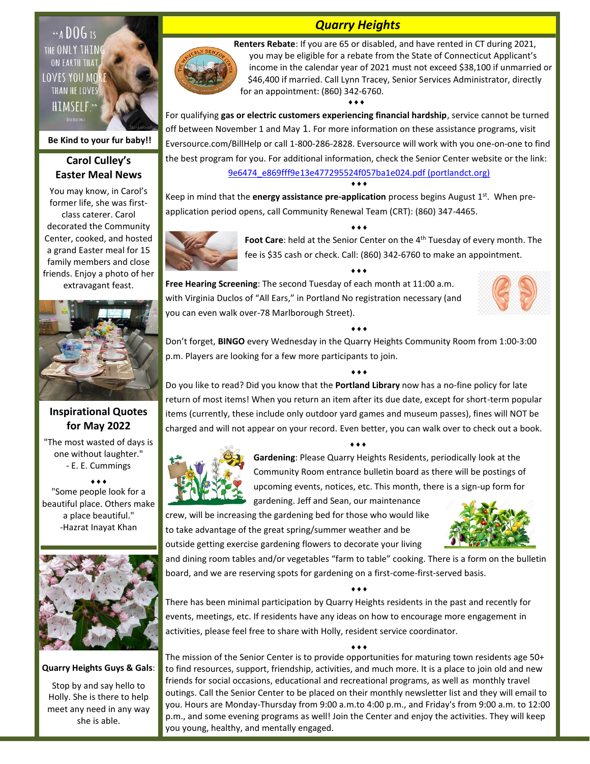"A DOG IS THE ONLY THING ON EARTH THAT LOVES YOU MORE THAN HE LOVES HIMSELF."

**Be Kind to your fur baby!!**

## Carol Culley's Easter Meal News

You may know, in Carol's former life, she was first-class caterer. Carol decorated the Community Center, cooked, and hosted a grand Easter meal for 15 family members and close friends. Enjoy a photo of her extravagant feast.

## Inspirational Quotes for May 2022

"The most wasted of days is one without laughter."
- E. E. Cummings

♦♦♦

"Some people look for a beautiful place. Others make a place beautiful."
-Hazrat Inayat Khan

**Quarry Heights Guys & Gals**:

Stop by and say hello to Holly. She is there to help meet any need in any way she is able.

# *Quarry Heights*

**Renters Rebate**: If you are 65 or disabled, and have rented in CT during 2021, you may be eligible for a rebate from the State of Connecticut Applicant's income in the calendar year of 2021 must not exceed $38,100 if unmarried or $46,400 if married. Call Lynn Tracey, Senior Services Administrator, directly for an appointment: (860) 342-6760.

♦♦♦

For qualifying **gas or electric customers experiencing financial hardship**, service cannot be turned off between November 1 and May 1. For more information on these assistance programs, visit Eversource.com/BillHelp or call 1-800-286-2828. Eversource will work with you one-on-one to find the best program for you. For additional information, check the Senior Center website or the link: 9e6474_e869fff9e13e477295524f057ba1e024.pdf (portlandct.org)

♦♦♦

Keep in mind that the **energy assistance pre-application** process begins August 1st. When pre-application period opens, call Community Renewal Team (CRT): (860) 347-4465.

♦♦♦

**Foot Care**: held at the Senior Center on the 4th Tuesday of every month. The fee is $35 cash or check. Call: (860) 342-6760 to make an appointment.

♦♦♦

**Free Hearing Screening**: The second Tuesday of each month at 11:00 a.m. with Virginia Duclos of "All Ears," in Portland No registration necessary (and you can even walk over-78 Marlborough Street).

♦♦♦

Don't forget, **BINGO** every Wednesday in the Quarry Heights Community Room from 1:00-3:00 p.m. Players are looking for a few more participants to join.

♦♦♦

Do you like to read? Did you know that the **Portland Library** now has a no-fine policy for late return of most items! When you return an item after its due date, except for short-term popular items (currently, these include only outdoor yard games and museum passes), fines will NOT be charged and will not appear on your record. Even better, you can walk over to check out a book.

♦♦♦

**Gardening**: Please Quarry Heights Residents, periodically look at the Community Room entrance bulletin board as there will be postings of upcoming events, notices, etc. This month, there is a sign-up form for gardening. Jeff and Sean, our maintenance crew, will be increasing the gardening bed for those who would like to take advantage of the great spring/summer weather and be outside getting exercise gardening flowers to decorate your living and dining room tables and/or vegetables "farm to table" cooking. There is a form on the bulletin board, and we are reserving spots for gardening on a first-come-first-served basis.

♦♦♦

There has been minimal participation by Quarry Heights residents in the past and recently for events, meetings, etc. If residents have any ideas on how to encourage more engagement in activities, please feel free to share with Holly, resident service coordinator.

♦♦♦

The mission of the Senior Center is to provide opportunities for maturing town residents age 50+ to find resources, support, friendship, activities, and much more. It is a place to join old and new friends for social occasions, educational and recreational programs, as well as monthly travel outings. Call the Senior Center to be placed on their monthly newsletter list and they will email to you. Hours are Monday-Thursday from 9:00 a.m.to 4:00 p.m., and Friday's from 9:00 a.m. to 12:00 p.m., and some evening programs as well! Join the Center and enjoy the activities. They will keep you young, healthy, and mentally engaged.